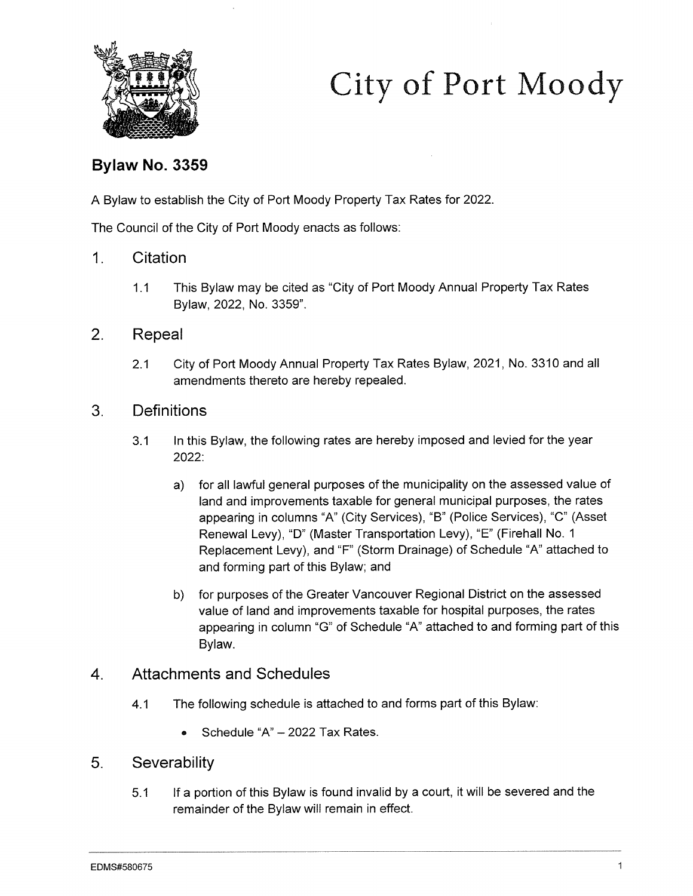# City of Port Moody

## Bylaw No. 3359

A Bylaw to establish the City of Port Moody Property Tax Rates for 2022.

The Council of the City of Port Moody enacts as follows:

### 1. Citation

1.1 This Bylaw may be cited as "City of Port Moody Annual Property Tax Rates Bylaw, 2022, No. 3359".

### 2. Repeal

2.1 City of Port Moody Annual Property Tax Rates Bylaw, 2021, No. 3310 and all amendments thereto are hereby repealed.

### 3. Definitions

3.1 In this Bylaw, the following rates are hereby imposed and levied for the year 2022:

a) for all lawful general purposes of the municipality on the assessed value of land and improvements taxable for general municipal purposes, the rates appearing in columns "A" (City Services), "B" (Police Services), "C" (Asset Renewal Levy), "D" (Master Transportation Levy), "E" (Firehall No. 1 Replacement Levy), and "F" (Storm Drainage) of Schedule "A" attached to and forming part of this Bylaw; and

b) for purposes of the Greater Vancouver Regional District on the assessed value of land and improvements taxable for hospital purposes, the rates appearing in column "G" of Schedule "A" attached to and forming part of this Bylaw.

### 4. Attachments and Schedules

4.1 The following schedule is attached to and forms part of this Bylaw:

- Schedule "A" – 2022 Tax Rates.

### 5. Severability

5.1 If a portion of this Bylaw is found invalid by a court, it will be severed and the remainder of the Bylaw will remain in effect.

EDMS#580675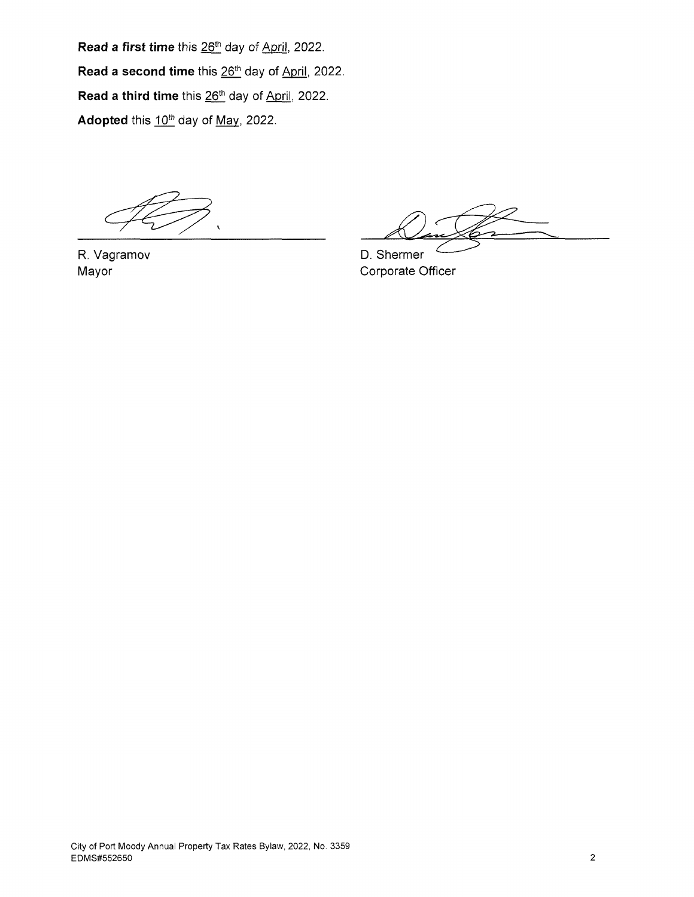**Read a first time** this 26th day of April, 2022.

**Read a second time** this 26th day of April, 2022.

**Read a third time** this 26th day of April, 2022.

**Adopted** this 10th day of May, 2022.

| | |
|---|---|
| R. Vagramov | D. Shermer |
| Mayor | Corporate Officer |

City of Port Moody Annual Property Tax Rates Bylaw, 2022, No. 3359
EDMS#552650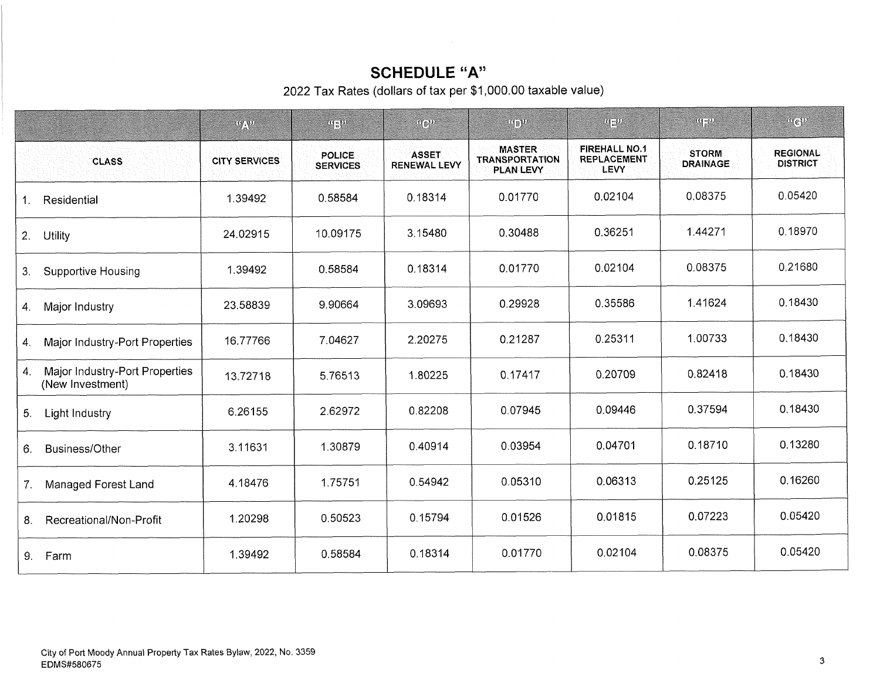# SCHEDULE "A"

2022 Tax Rates (dollars of tax per $1,000.00 taxable value)

| | "A" | "B" | "C" | "D" | "E" | "F" | "G" |
|---|---|---|---|---|---|---|---|
| CLASS | CITY SERVICES | POLICE SERVICES | ASSET RENEWAL LEVY | MASTER TRANSPORTATION PLAN LEVY | FIREHALL NO.1 REPLACEMENT LEVY | STORM DRAINAGE | REGIONAL DISTRICT |
| 1. Residential | 1.39492 | 0.58584 | 0.18314 | 0.01770 | 0.02104 | 0.08375 | 0.05420 |
| 2. Utility | 24.02915 | 10.09175 | 3.15480 | 0.30488 | 0.36251 | 1.44271 | 0.18970 |
| 3. Supportive Housing | 1.39492 | 0.58584 | 0.18314 | 0.01770 | 0.02104 | 0.08375 | 0.21680 |
| 4. Major Industry | 23.58839 | 9.90664 | 3.09693 | 0.29928 | 0.35586 | 1.41624 | 0.18430 |
| 4. Major Industry-Port Properties | 16.77766 | 7.04627 | 2.20275 | 0.21287 | 0.25311 | 1.00733 | 0.18430 |
| 4. Major Industry-Port Properties (New Investment) | 13.72718 | 5.76513 | 1.80225 | 0.17417 | 0.20709 | 0.82418 | 0.18430 |
| 5. Light Industry | 6.26155 | 2.62972 | 0.82208 | 0.07945 | 0.09446 | 0.37594 | 0.18430 |
| 6. Business/Other | 3.11631 | 1.30879 | 0.40914 | 0.03954 | 0.04701 | 0.18710 | 0.13280 |
| 7. Managed Forest Land | 4.18476 | 1.75751 | 0.54942 | 0.05310 | 0.06313 | 0.25125 | 0.16260 |
| 8. Recreational/Non-Profit | 1.20298 | 0.50523 | 0.15794 | 0.01526 | 0.01815 | 0.07223 | 0.05420 |
| 9. Farm | 1.39492 | 0.58584 | 0.18314 | 0.01770 | 0.02104 | 0.08375 | 0.05420 |

City of Port Moody Annual Property Tax Rates Bylaw, 2022, No. 3359
EDMS#580675